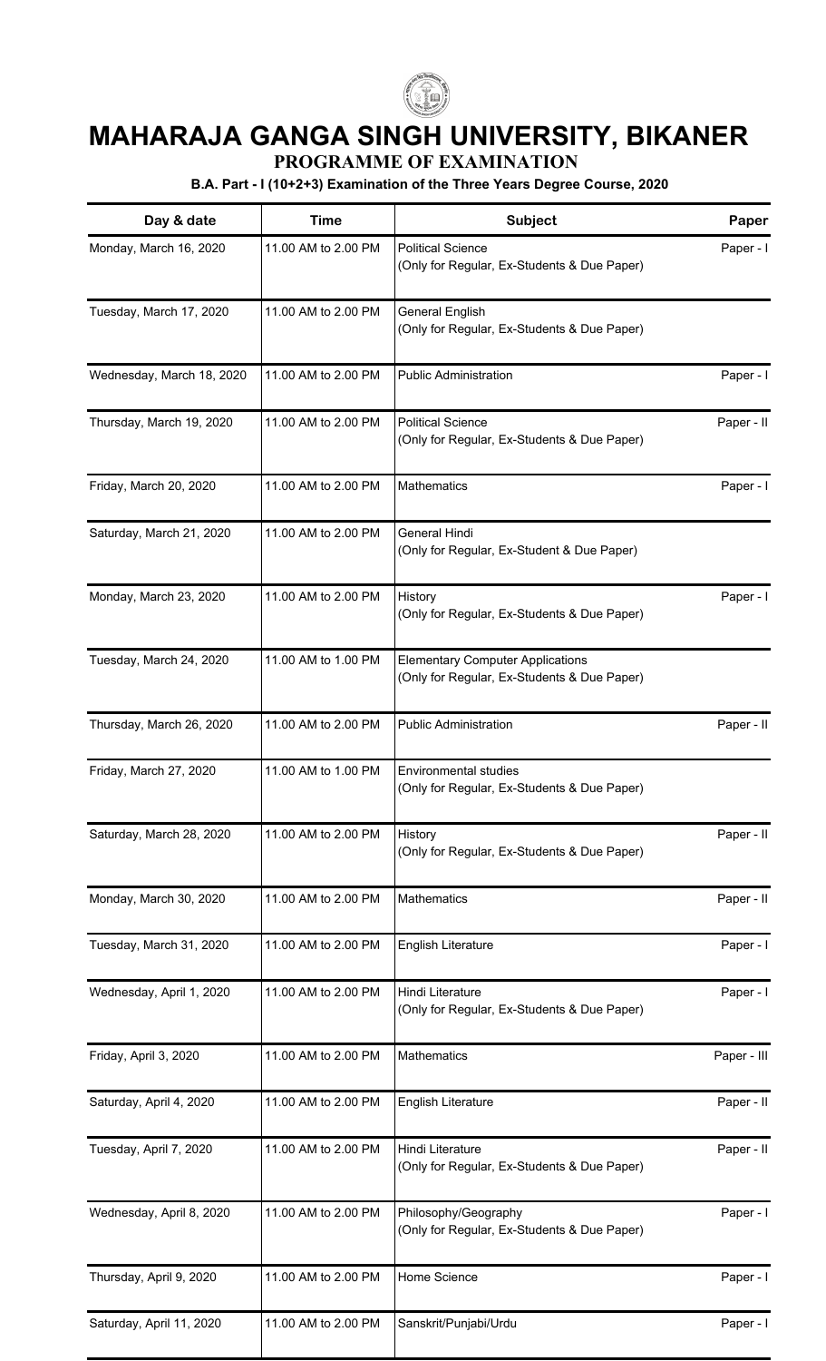# MAHARAJA GANGA SINGH UNIVERSITY, BIKANER

## PROGRAMME OF EXAMINATION

### B.A. Part - I (10+2+3) Examination of the Three Years Degree Course, 2020

| Day & date | Time | Subject | Paper |
|---|---|---|---|
| Monday, March 16, 2020 | 11.00 AM to 2.00 PM | Political Science<br>(Only for Regular, Ex-Students & Due Paper) | Paper - I |
| Tuesday, March 17, 2020 | 11.00 AM to 2.00 PM | General English<br>(Only for Regular, Ex-Students & Due Paper) | |
| Wednesday, March 18, 2020 | 11.00 AM to 2.00 PM | Public Administration | Paper - I |
| Thursday, March 19, 2020 | 11.00 AM to 2.00 PM | Political Science<br>(Only for Regular, Ex-Students & Due Paper) | Paper - II |
| Friday, March 20, 2020 | 11.00 AM to 2.00 PM | Mathematics | Paper - I |
| Saturday, March 21, 2020 | 11.00 AM to 2.00 PM | General Hindi<br>(Only for Regular, Ex-Student & Due Paper) | |
| Monday, March 23, 2020 | 11.00 AM to 2.00 PM | History<br>(Only for Regular, Ex-Students & Due Paper) | Paper - I |
| Tuesday, March 24, 2020 | 11.00 AM to 1.00 PM | Elementary Computer Applications<br>(Only for Regular, Ex-Students & Due Paper) | |
| Thursday, March 26, 2020 | 11.00 AM to 2.00 PM | Public Administration | Paper - II |
| Friday, March 27, 2020 | 11.00 AM to 1.00 PM | Environmental studies<br>(Only for Regular, Ex-Students & Due Paper) | |
| Saturday, March 28, 2020 | 11.00 AM to 2.00 PM | History<br>(Only for Regular, Ex-Students & Due Paper) | Paper - II |
| Monday, March 30, 2020 | 11.00 AM to 2.00 PM | Mathematics | Paper - II |
| Tuesday, March 31, 2020 | 11.00 AM to 2.00 PM | English Literature | Paper - I |
| Wednesday, April 1, 2020 | 11.00 AM to 2.00 PM | Hindi Literature<br>(Only for Regular, Ex-Students & Due Paper) | Paper - I |
| Friday, April 3, 2020 | 11.00 AM to 2.00 PM | Mathematics | Paper - III |
| Saturday, April 4, 2020 | 11.00 AM to 2.00 PM | English Literature | Paper - II |
| Tuesday, April 7, 2020 | 11.00 AM to 2.00 PM | Hindi Literature<br>(Only for Regular, Ex-Students & Due Paper) | Paper - II |
| Wednesday, April 8, 2020 | 11.00 AM to 2.00 PM | Philosophy/Geography<br>(Only for Regular, Ex-Students & Due Paper) | Paper - I |
| Thursday, April 9, 2020 | 11.00 AM to 2.00 PM | Home Science | Paper - I |
| Saturday, April 11, 2020 | 11.00 AM to 2.00 PM | Sanskrit/Punjabi/Urdu | Paper - I |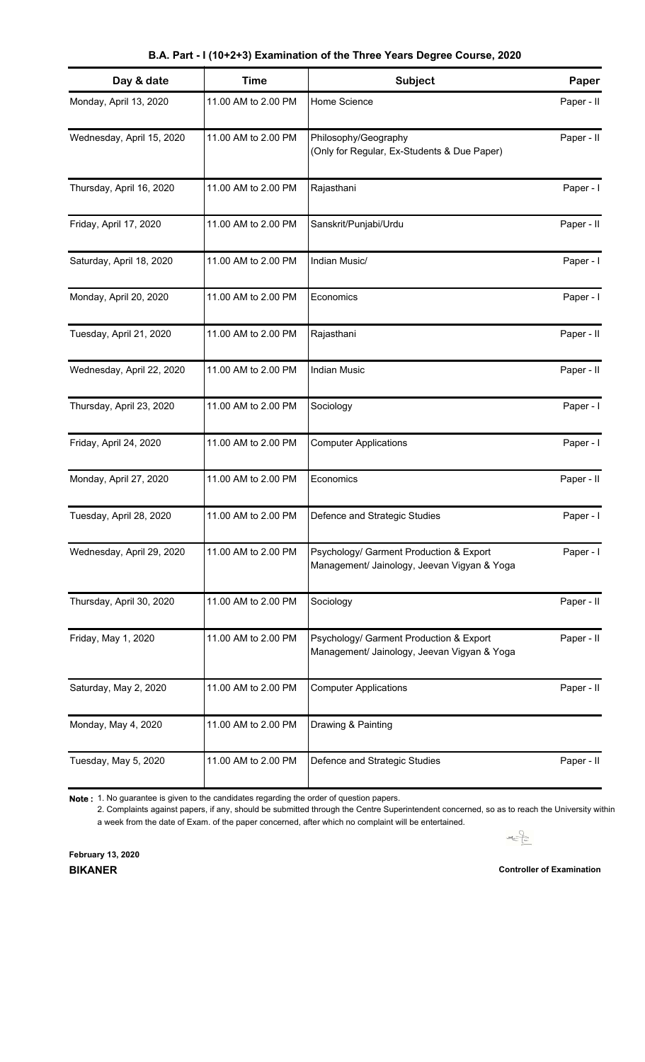## B.A. Part - I (10+2+3) Examination of the Three Years Degree Course, 2020

| Day & date | Time | Subject | Paper |
|---|---|---|---|
| Monday, April 13, 2020 | 11.00 AM to 2.00 PM | Home Science | Paper - II |
| Wednesday, April 15, 2020 | 11.00 AM to 2.00 PM | Philosophy/Geography (Only for Regular, Ex-Students & Due Paper) | Paper - II |
| Thursday, April 16, 2020 | 11.00 AM to 2.00 PM | Rajasthani | Paper - I |
| Friday, April 17, 2020 | 11.00 AM to 2.00 PM | Sanskrit/Punjabi/Urdu | Paper - II |
| Saturday, April 18, 2020 | 11.00 AM to 2.00 PM | Indian Music/ | Paper - I |
| Monday, April 20, 2020 | 11.00 AM to 2.00 PM | Economics | Paper - I |
| Tuesday, April 21, 2020 | 11.00 AM to 2.00 PM | Rajasthani | Paper - II |
| Wednesday, April 22, 2020 | 11.00 AM to 2.00 PM | Indian Music | Paper - II |
| Thursday, April 23, 2020 | 11.00 AM to 2.00 PM | Sociology | Paper - I |
| Friday, April 24, 2020 | 11.00 AM to 2.00 PM | Computer Applications | Paper - I |
| Monday, April 27, 2020 | 11.00 AM to 2.00 PM | Economics | Paper - II |
| Tuesday, April 28, 2020 | 11.00 AM to 2.00 PM | Defence and Strategic Studies | Paper - I |
| Wednesday, April 29, 2020 | 11.00 AM to 2.00 PM | Psychology/ Garment Production & Export Management/ Jainology, Jeevan Vigyan & Yoga | Paper - I |
| Thursday, April 30, 2020 | 11.00 AM to 2.00 PM | Sociology | Paper - II |
| Friday, May 1, 2020 | 11.00 AM to 2.00 PM | Psychology/ Garment Production & Export Management/ Jainology, Jeevan Vigyan & Yoga | Paper - II |
| Saturday, May 2, 2020 | 11.00 AM to 2.00 PM | Computer Applications | Paper - II |
| Monday, May 4, 2020 | 11.00 AM to 2.00 PM | Drawing & Painting | |
| Tuesday, May 5, 2020 | 11.00 AM to 2.00 PM | Defence and Strategic Studies | Paper - II |

**Note :** 1. No guarantee is given to the candidates regarding the order of question papers.

2. Complaints against papers, if any, should be submitted through the Centre Superintendent concerned, so as to reach the University within a week from the date of Exam. of the paper concerned, after which no complaint will be entertained.

**February 13, 2020**

**BIKANER**

**Controller of Examination**